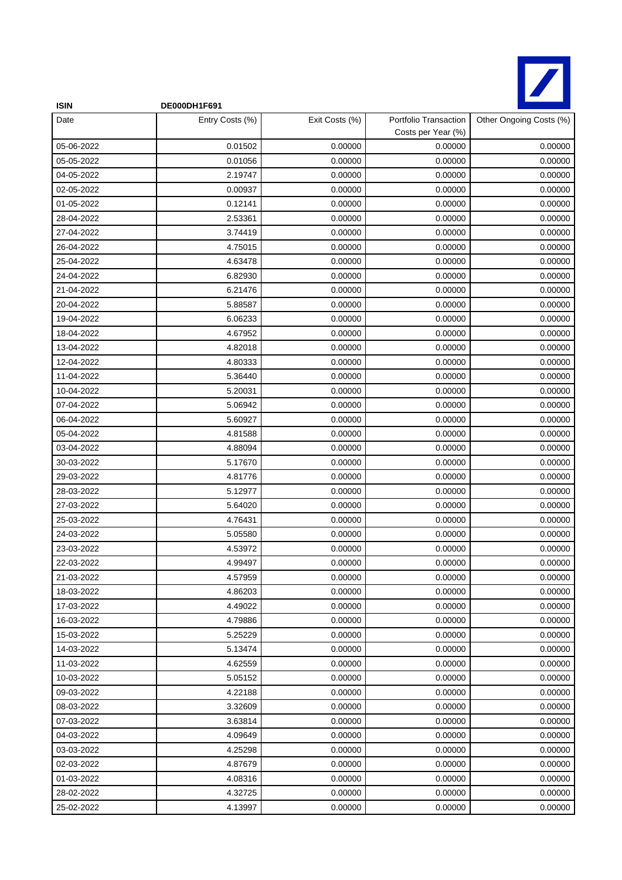**ISIN** **DE000DH1F691**

| Date | Entry Costs (%) | Exit Costs (%) | Portfolio Transaction Costs per Year (%) | Other Ongoing Costs (%) |
|---|---|---|---|---|
| 05-06-2022 | 0.01502 | 0.00000 | 0.00000 | 0.00000 |
| 05-05-2022 | 0.01056 | 0.00000 | 0.00000 | 0.00000 |
| 04-05-2022 | 2.19747 | 0.00000 | 0.00000 | 0.00000 |
| 02-05-2022 | 0.00937 | 0.00000 | 0.00000 | 0.00000 |
| 01-05-2022 | 0.12141 | 0.00000 | 0.00000 | 0.00000 |
| 28-04-2022 | 2.53361 | 0.00000 | 0.00000 | 0.00000 |
| 27-04-2022 | 3.74419 | 0.00000 | 0.00000 | 0.00000 |
| 26-04-2022 | 4.75015 | 0.00000 | 0.00000 | 0.00000 |
| 25-04-2022 | 4.63478 | 0.00000 | 0.00000 | 0.00000 |
| 24-04-2022 | 6.82930 | 0.00000 | 0.00000 | 0.00000 |
| 21-04-2022 | 6.21476 | 0.00000 | 0.00000 | 0.00000 |
| 20-04-2022 | 5.88587 | 0.00000 | 0.00000 | 0.00000 |
| 19-04-2022 | 6.06233 | 0.00000 | 0.00000 | 0.00000 |
| 18-04-2022 | 4.67952 | 0.00000 | 0.00000 | 0.00000 |
| 13-04-2022 | 4.82018 | 0.00000 | 0.00000 | 0.00000 |
| 12-04-2022 | 4.80333 | 0.00000 | 0.00000 | 0.00000 |
| 11-04-2022 | 5.36440 | 0.00000 | 0.00000 | 0.00000 |
| 10-04-2022 | 5.20031 | 0.00000 | 0.00000 | 0.00000 |
| 07-04-2022 | 5.06942 | 0.00000 | 0.00000 | 0.00000 |
| 06-04-2022 | 5.60927 | 0.00000 | 0.00000 | 0.00000 |
| 05-04-2022 | 4.81588 | 0.00000 | 0.00000 | 0.00000 |
| 03-04-2022 | 4.88094 | 0.00000 | 0.00000 | 0.00000 |
| 30-03-2022 | 5.17670 | 0.00000 | 0.00000 | 0.00000 |
| 29-03-2022 | 4.81776 | 0.00000 | 0.00000 | 0.00000 |
| 28-03-2022 | 5.12977 | 0.00000 | 0.00000 | 0.00000 |
| 27-03-2022 | 5.64020 | 0.00000 | 0.00000 | 0.00000 |
| 25-03-2022 | 4.76431 | 0.00000 | 0.00000 | 0.00000 |
| 24-03-2022 | 5.05580 | 0.00000 | 0.00000 | 0.00000 |
| 23-03-2022 | 4.53972 | 0.00000 | 0.00000 | 0.00000 |
| 22-03-2022 | 4.99497 | 0.00000 | 0.00000 | 0.00000 |
| 21-03-2022 | 4.57959 | 0.00000 | 0.00000 | 0.00000 |
| 18-03-2022 | 4.86203 | 0.00000 | 0.00000 | 0.00000 |
| 17-03-2022 | 4.49022 | 0.00000 | 0.00000 | 0.00000 |
| 16-03-2022 | 4.79886 | 0.00000 | 0.00000 | 0.00000 |
| 15-03-2022 | 5.25229 | 0.00000 | 0.00000 | 0.00000 |
| 14-03-2022 | 5.13474 | 0.00000 | 0.00000 | 0.00000 |
| 11-03-2022 | 4.62559 | 0.00000 | 0.00000 | 0.00000 |
| 10-03-2022 | 5.05152 | 0.00000 | 0.00000 | 0.00000 |
| 09-03-2022 | 4.22188 | 0.00000 | 0.00000 | 0.00000 |
| 08-03-2022 | 3.32609 | 0.00000 | 0.00000 | 0.00000 |
| 07-03-2022 | 3.63814 | 0.00000 | 0.00000 | 0.00000 |
| 04-03-2022 | 4.09649 | 0.00000 | 0.00000 | 0.00000 |
| 03-03-2022 | 4.25298 | 0.00000 | 0.00000 | 0.00000 |
| 02-03-2022 | 4.87679 | 0.00000 | 0.00000 | 0.00000 |
| 01-03-2022 | 4.08316 | 0.00000 | 0.00000 | 0.00000 |
| 28-02-2022 | 4.32725 | 0.00000 | 0.00000 | 0.00000 |
| 25-02-2022 | 4.13997 | 0.00000 | 0.00000 | 0.00000 |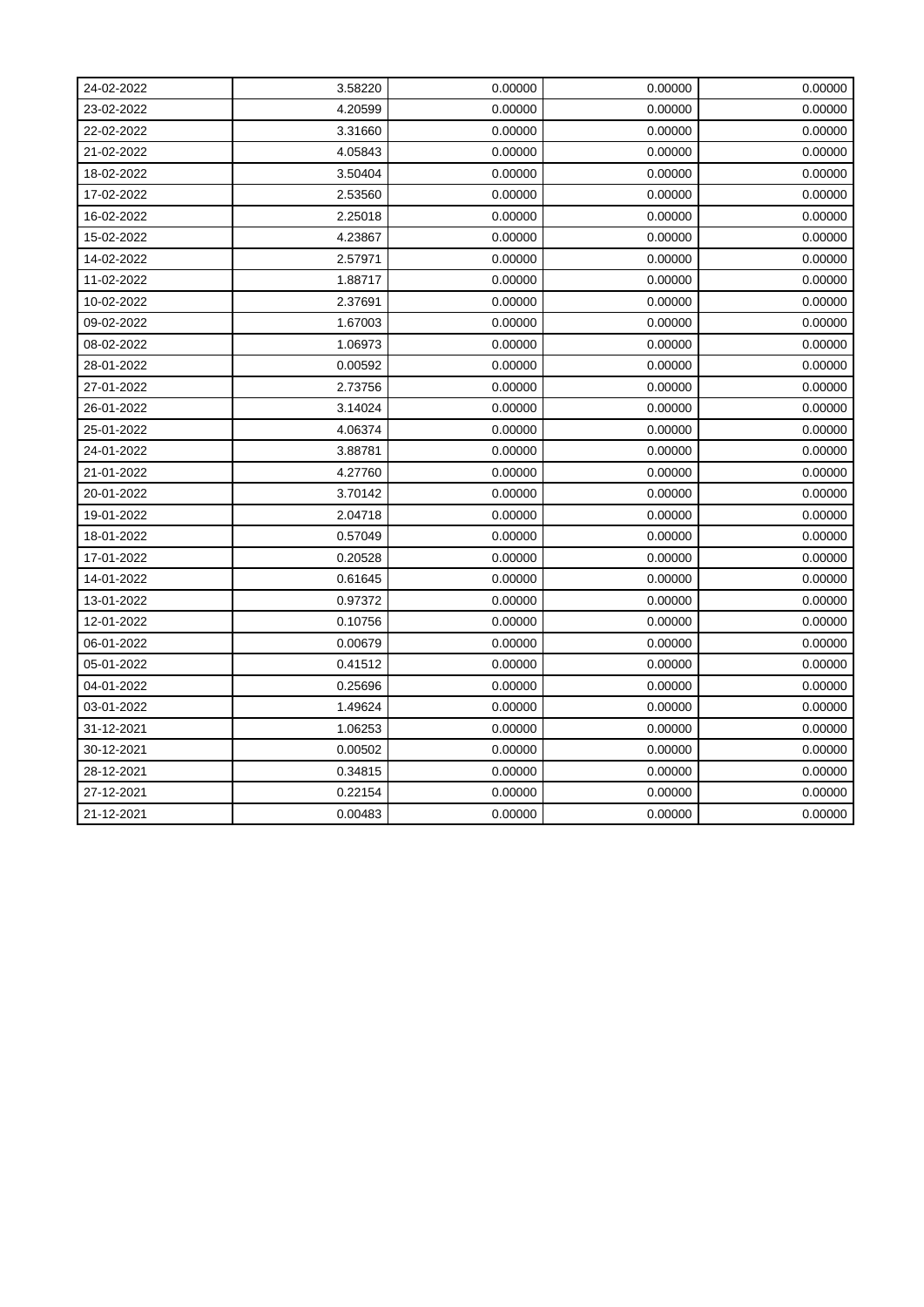| | | | | |
|---|---|---|---|---|
| 24-02-2022 | 3.58220 | 0.00000 | 0.00000 | 0.00000 |
| 23-02-2022 | 4.20599 | 0.00000 | 0.00000 | 0.00000 |
| 22-02-2022 | 3.31660 | 0.00000 | 0.00000 | 0.00000 |
| 21-02-2022 | 4.05843 | 0.00000 | 0.00000 | 0.00000 |
| 18-02-2022 | 3.50404 | 0.00000 | 0.00000 | 0.00000 |
| 17-02-2022 | 2.53560 | 0.00000 | 0.00000 | 0.00000 |
| 16-02-2022 | 2.25018 | 0.00000 | 0.00000 | 0.00000 |
| 15-02-2022 | 4.23867 | 0.00000 | 0.00000 | 0.00000 |
| 14-02-2022 | 2.57971 | 0.00000 | 0.00000 | 0.00000 |
| 11-02-2022 | 1.88717 | 0.00000 | 0.00000 | 0.00000 |
| 10-02-2022 | 2.37691 | 0.00000 | 0.00000 | 0.00000 |
| 09-02-2022 | 1.67003 | 0.00000 | 0.00000 | 0.00000 |
| 08-02-2022 | 1.06973 | 0.00000 | 0.00000 | 0.00000 |
| 28-01-2022 | 0.00592 | 0.00000 | 0.00000 | 0.00000 |
| 27-01-2022 | 2.73756 | 0.00000 | 0.00000 | 0.00000 |
| 26-01-2022 | 3.14024 | 0.00000 | 0.00000 | 0.00000 |
| 25-01-2022 | 4.06374 | 0.00000 | 0.00000 | 0.00000 |
| 24-01-2022 | 3.88781 | 0.00000 | 0.00000 | 0.00000 |
| 21-01-2022 | 4.27760 | 0.00000 | 0.00000 | 0.00000 |
| 20-01-2022 | 3.70142 | 0.00000 | 0.00000 | 0.00000 |
| 19-01-2022 | 2.04718 | 0.00000 | 0.00000 | 0.00000 |
| 18-01-2022 | 0.57049 | 0.00000 | 0.00000 | 0.00000 |
| 17-01-2022 | 0.20528 | 0.00000 | 0.00000 | 0.00000 |
| 14-01-2022 | 0.61645 | 0.00000 | 0.00000 | 0.00000 |
| 13-01-2022 | 0.97372 | 0.00000 | 0.00000 | 0.00000 |
| 12-01-2022 | 0.10756 | 0.00000 | 0.00000 | 0.00000 |
| 06-01-2022 | 0.00679 | 0.00000 | 0.00000 | 0.00000 |
| 05-01-2022 | 0.41512 | 0.00000 | 0.00000 | 0.00000 |
| 04-01-2022 | 0.25696 | 0.00000 | 0.00000 | 0.00000 |
| 03-01-2022 | 1.49624 | 0.00000 | 0.00000 | 0.00000 |
| 31-12-2021 | 1.06253 | 0.00000 | 0.00000 | 0.00000 |
| 30-12-2021 | 0.00502 | 0.00000 | 0.00000 | 0.00000 |
| 28-12-2021 | 0.34815 | 0.00000 | 0.00000 | 0.00000 |
| 27-12-2021 | 0.22154 | 0.00000 | 0.00000 | 0.00000 |
| 21-12-2021 | 0.00483 | 0.00000 | 0.00000 | 0.00000 |